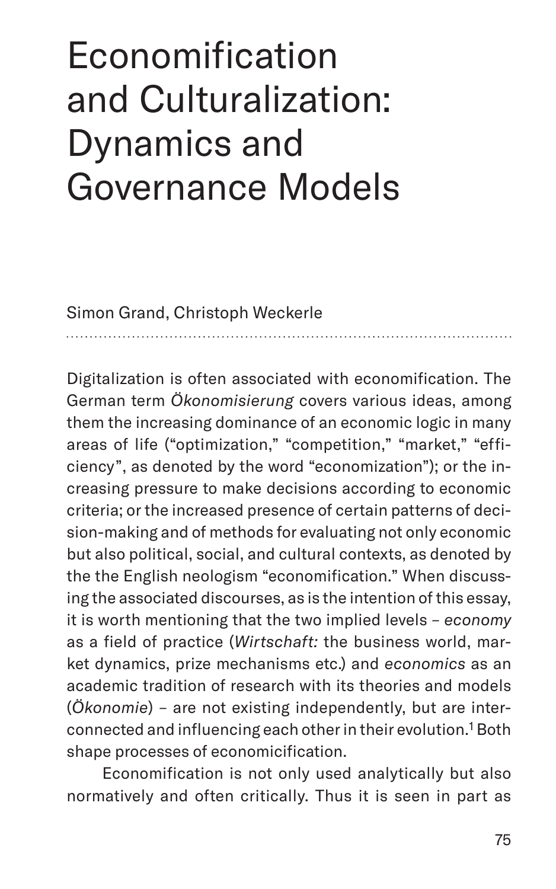# Economification and Culturalization: Dynamics and Governance Models

Simon Grand, Christoph Weckerle

Digitalization is often associated with economification. The German term *Ökonomisierung* covers various ideas, among them the increasing dominance of an economic logic in many areas of life ("optimization," "competition," "market," "efficiency", as denoted by the word "economization"); or the increasing pressure to make decisions according to economic criteria; or the increased presence of certain patterns of decision-making and of methods for evaluating not only economic but also political, social, and cultural contexts, as denoted by the the English neologism "economification." When discussing the associated discourses, as is the intention of this essay, it is worth mentioning that the two implied levels – *economy* as a field of practice (*Wirtschaft:* the business world, market dynamics, prize mechanisms etc.) and *economics* as an academic tradition of research with its theories and models (*Ökonomie*) – are not existing independently, but are interconnected and influencing each other in their evolution.[1] Both shape processes of economicification.

Economification is not only used analytically but also normatively and often critically. Thus it is seen in part as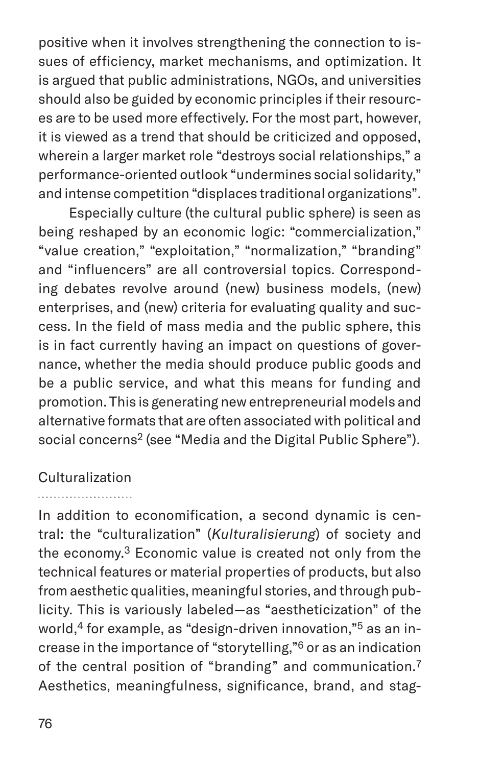positive when it involves strengthening the connection to issues of efficiency, market mechanisms, and optimization. It is argued that public administrations, NGOs, and universities should also be guided by economic principles if their resources are to be used more effectively. For the most part, however, it is viewed as a trend that should be criticized and opposed, wherein a larger market role "destroys social relationships," a performance-oriented outlook "undermines social solidarity," and intense competition "displaces traditional organizations".

Especially culture (the cultural public sphere) is seen as being reshaped by an economic logic: "commercialization," "value creation," "exploitation," "normalization," "branding" and "influencers" are all controversial topics. Corresponding debates revolve around (new) business models, (new) enterprises, and (new) criteria for evaluating quality and success. In the field of mass media and the public sphere, this is in fact currently having an impact on questions of governance, whether the media should produce public goods and be a public service, and what this means for funding and promotion. This is generating new entrepreneurial models and alternative formats that are often associated with political and social concerns[2] (see "Media and the Digital Public Sphere").

## Culturalization

In addition to economification, a second dynamic is central: the "culturalization" (*Kulturalisierung*) of society and the economy.[3] Economic value is created not only from the technical features or material properties of products, but also from aesthetic qualities, meaningful stories, and through publicity. This is variously labeled—as "aestheticization" of the world,[4] for example, as "design-driven innovation,"[5] as an increase in the importance of "storytelling,"[6] or as an indication of the central position of "branding" and communication.[7] Aesthetics, meaningfulness, significance, brand, and stag-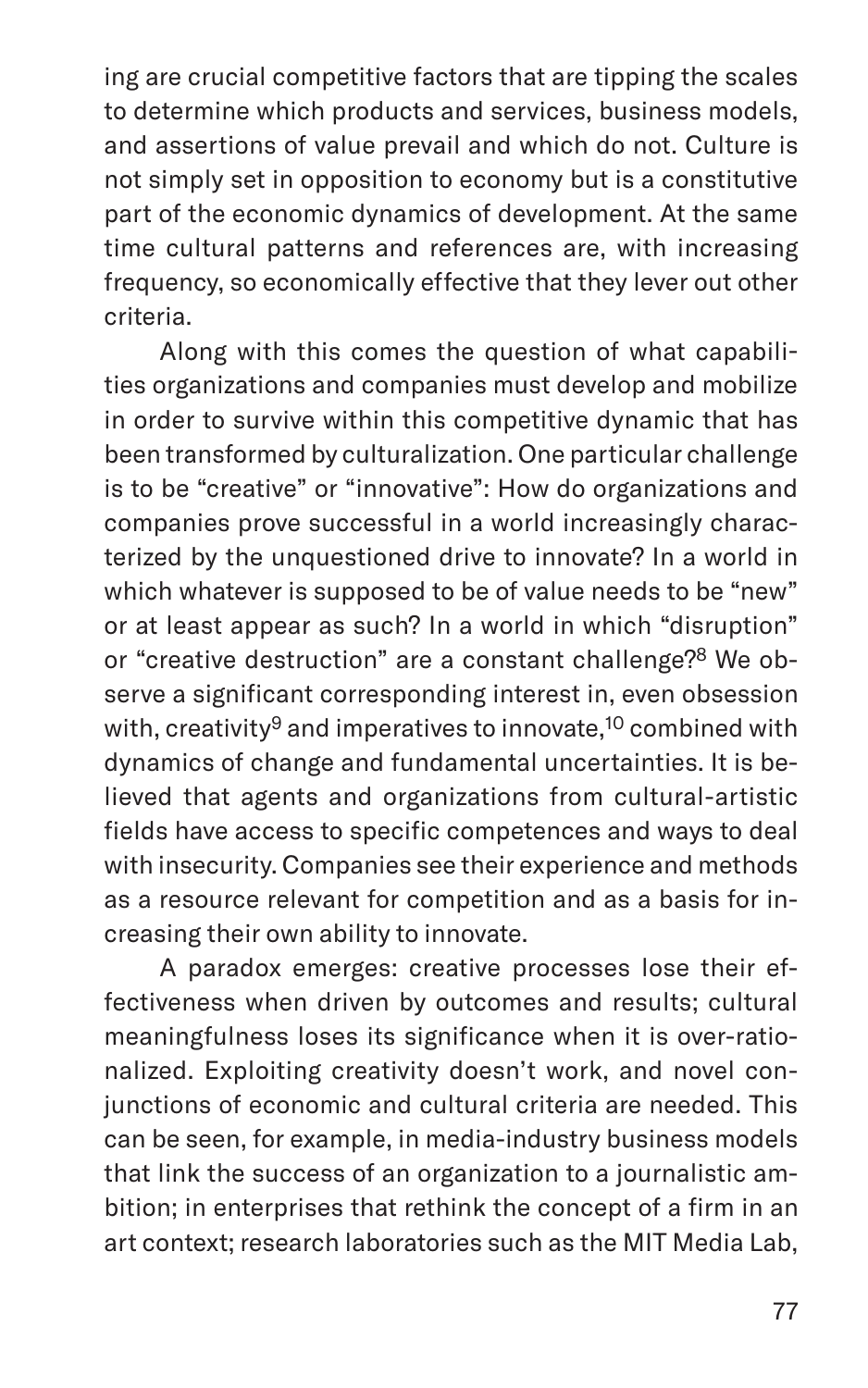ing are crucial competitive factors that are tipping the scales to determine which products and services, business models, and assertions of value prevail and which do not. Culture is not simply set in opposition to economy but is a constitutive part of the economic dynamics of development. At the same time cultural patterns and references are, with increasing frequency, so economically effective that they lever out other criteria.

Along with this comes the question of what capabilities organizations and companies must develop and mobilize in order to survive within this competitive dynamic that has been transformed by culturalization. One particular challenge is to be "creative" or "innovative": How do organizations and companies prove successful in a world increasingly characterized by the unquestioned drive to innovate? In a world in which whatever is supposed to be of value needs to be "new" or at least appear as such? In a world in which "disruption" or "creative destruction" are a constant challenge?[8] We observe a significant corresponding interest in, even obsession with, creativity[9] and imperatives to innovate,[10] combined with dynamics of change and fundamental uncertainties. It is believed that agents and organizations from cultural-artistic fields have access to specific competences and ways to deal with insecurity. Companies see their experience and methods as a resource relevant for competition and as a basis for increasing their own ability to innovate.

A paradox emerges: creative processes lose their effectiveness when driven by outcomes and results; cultural meaningfulness loses its significance when it is over-rationalized. Exploiting creativity doesn't work, and novel conjunctions of economic and cultural criteria are needed. This can be seen, for example, in media-industry business models that link the success of an organization to a journalistic ambition; in enterprises that rethink the concept of a firm in an art context; research laboratories such as the MIT Media Lab,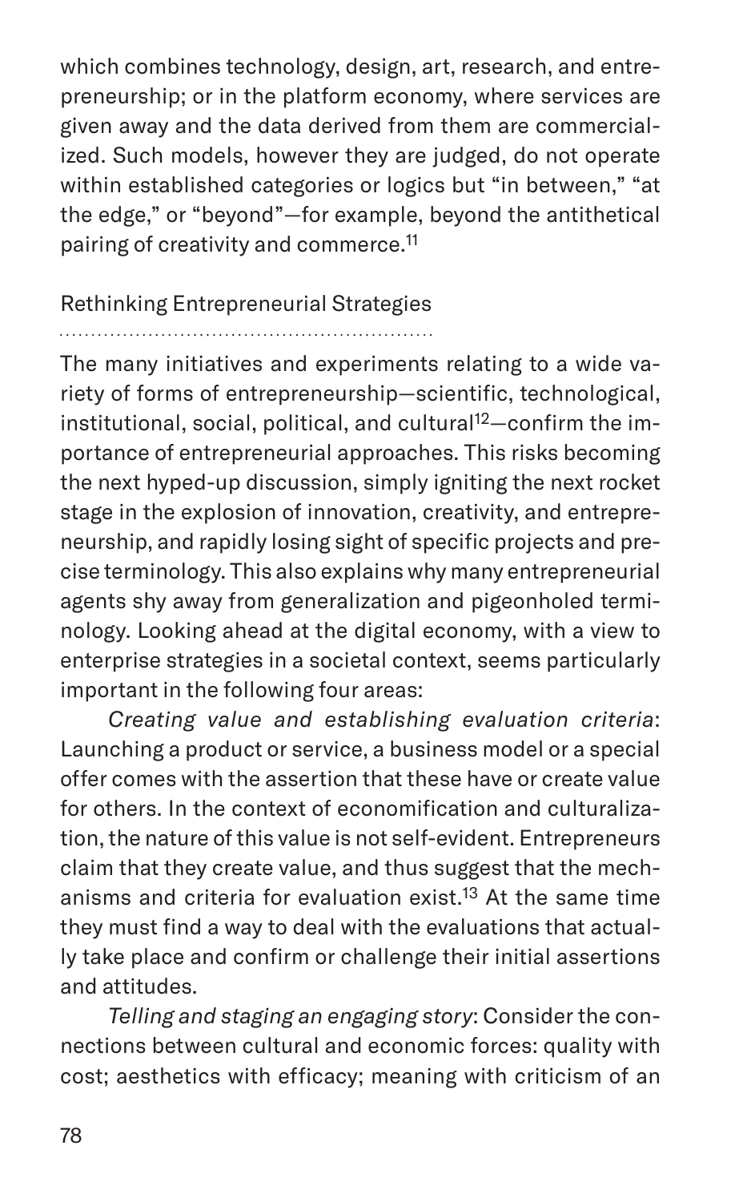which combines technology, design, art, research, and entrepreneurship; or in the platform economy, where services are given away and the data derived from them are commercialized. Such models, however they are judged, do not operate within established categories or logics but "in between," "at the edge," or "beyond"—for example, beyond the antithetical pairing of creativity and commerce.[11]

## Rethinking Entrepreneurial Strategies

The many initiatives and experiments relating to a wide variety of forms of entrepreneurship—scientific, technological, institutional, social, political, and cultural[12]—confirm the importance of entrepreneurial approaches. This risks becoming the next hyped-up discussion, simply igniting the next rocket stage in the explosion of innovation, creativity, and entrepreneurship, and rapidly losing sight of specific projects and precise terminology. This also explains why many entrepreneurial agents shy away from generalization and pigeonholed terminology. Looking ahead at the digital economy, with a view to enterprise strategies in a societal context, seems particularly important in the following four areas:

*Creating value and establishing evaluation criteria*: Launching a product or service, a business model or a special offer comes with the assertion that these have or create value for others. In the context of economification and culturalization, the nature of this value is not self-evident. Entrepreneurs claim that they create value, and thus suggest that the mechanisms and criteria for evaluation exist.[13] At the same time they must find a way to deal with the evaluations that actually take place and confirm or challenge their initial assertions and attitudes.

*Telling and staging an engaging story*: Consider the connections between cultural and economic forces: quality with cost; aesthetics with efficacy; meaning with criticism of an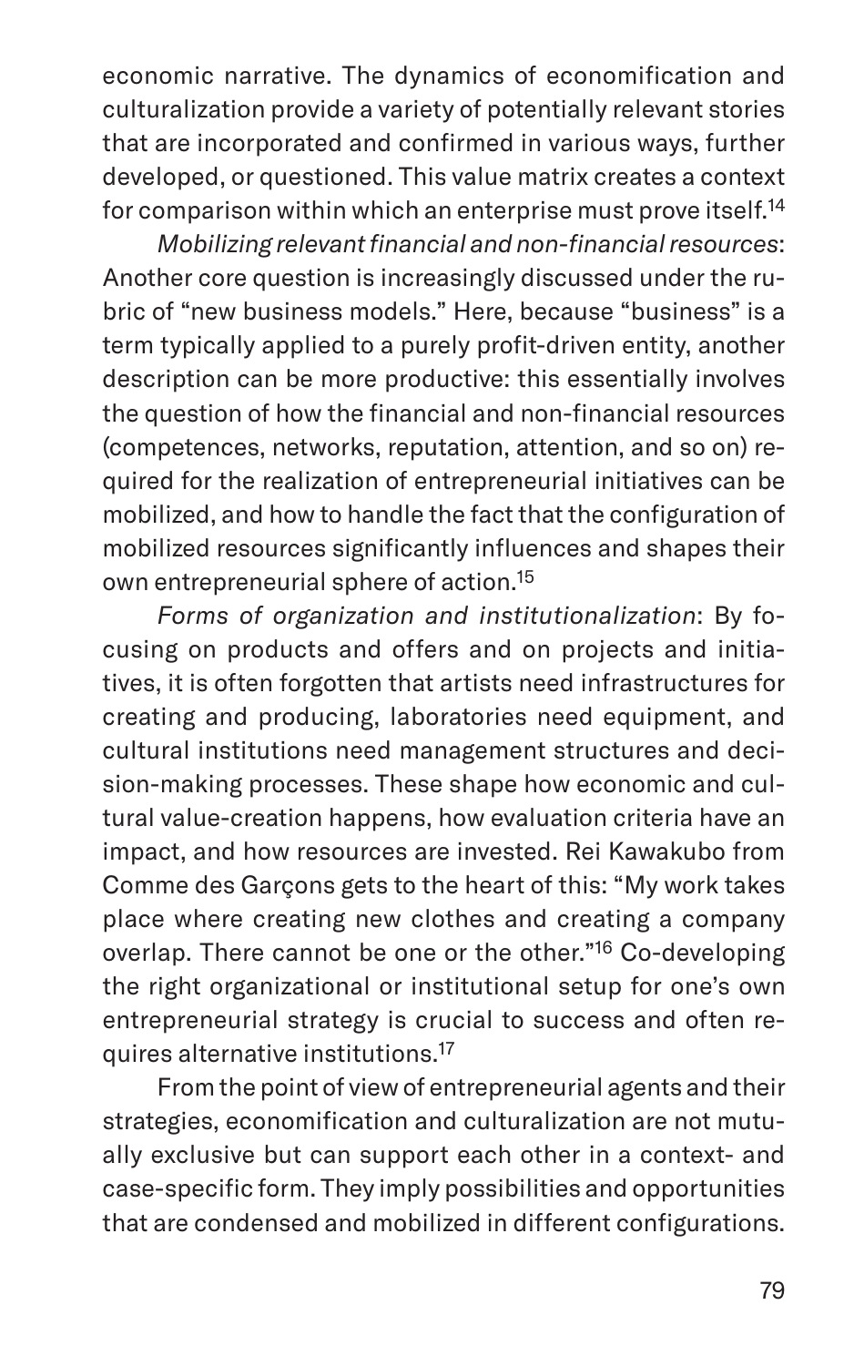economic narrative. The dynamics of economification and culturalization provide a variety of potentially relevant stories that are incorporated and confirmed in various ways, further developed, or questioned. This value matrix creates a context for comparison within which an enterprise must prove itself.[14]

*Mobilizing relevant financial and non-financial resources*: Another core question is increasingly discussed under the rubric of "new business models." Here, because "business" is a term typically applied to a purely profit-driven entity, another description can be more productive: this essentially involves the question of how the financial and non-financial resources (competences, networks, reputation, attention, and so on) required for the realization of entrepreneurial initiatives can be mobilized, and how to handle the fact that the configuration of mobilized resources significantly influences and shapes their own entrepreneurial sphere of action.[15]

*Forms of organization and institutionalization*: By focusing on products and offers and on projects and initiatives, it is often forgotten that artists need infrastructures for creating and producing, laboratories need equipment, and cultural institutions need management structures and decision-making processes. These shape how economic and cultural value-creation happens, how evaluation criteria have an impact, and how resources are invested. Rei Kawakubo from Comme des Garçons gets to the heart of this: "My work takes place where creating new clothes and creating a company overlap. There cannot be one or the other."[16] Co-developing the right organizational or institutional setup for one's own entrepreneurial strategy is crucial to success and often requires alternative institutions.[17]

From the point of view of entrepreneurial agents and their strategies, economification and culturalization are not mutually exclusive but can support each other in a context- and case-specific form. They imply possibilities and opportunities that are condensed and mobilized in different configurations.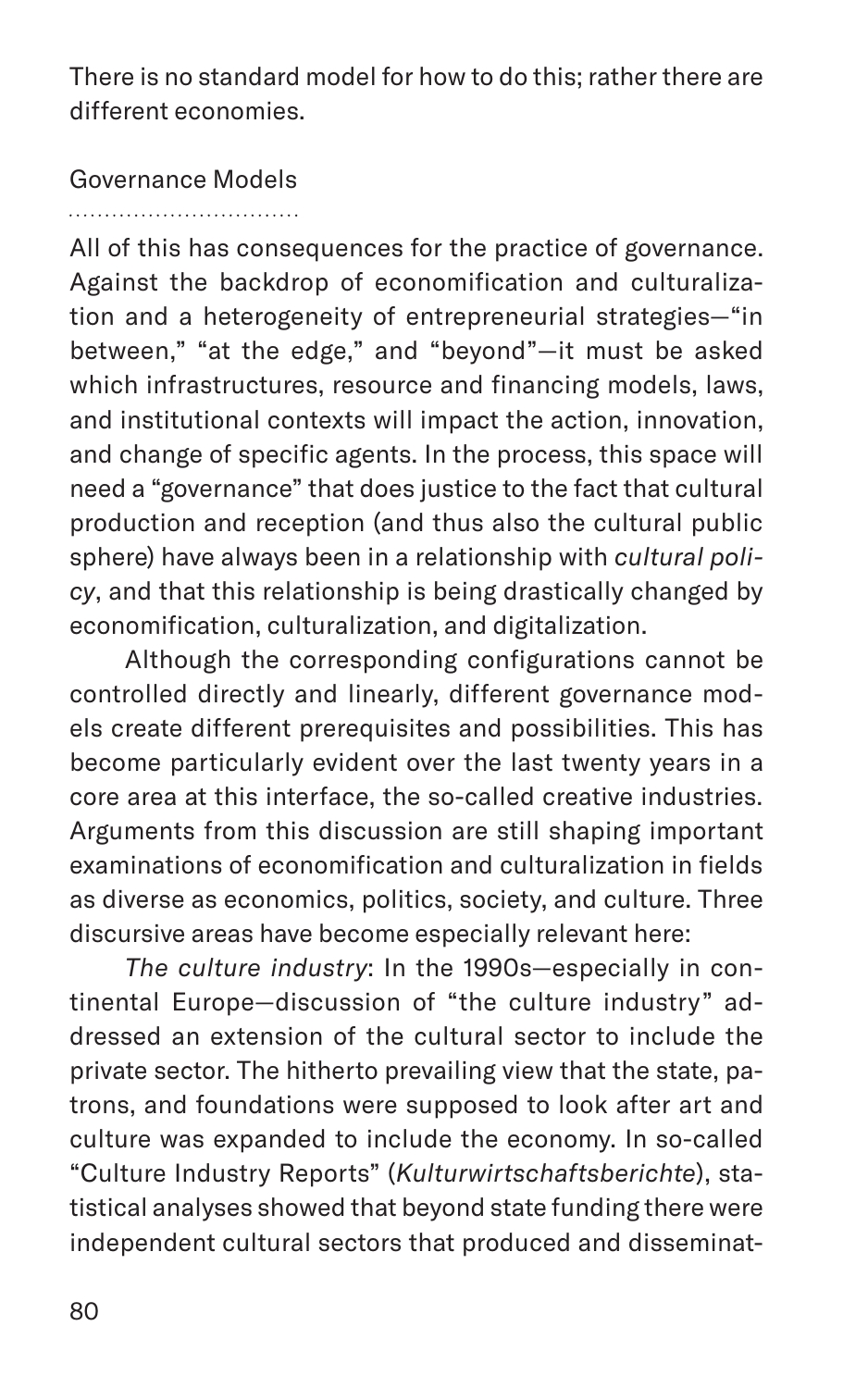There is no standard model for how to do this; rather there are different economies.

## Governance Models

All of this has consequences for the practice of governance. Against the backdrop of economification and culturalization and a heterogeneity of entrepreneurial strategies—"in between," "at the edge," and "beyond"—it must be asked which infrastructures, resource and financing models, laws, and institutional contexts will impact the action, innovation, and change of specific agents. In the process, this space will need a "governance" that does justice to the fact that cultural production and reception (and thus also the cultural public sphere) have always been in a relationship with *cultural policy*, and that this relationship is being drastically changed by economification, culturalization, and digitalization.

Although the corresponding configurations cannot be controlled directly and linearly, different governance models create different prerequisites and possibilities. This has become particularly evident over the last twenty years in a core area at this interface, the so-called creative industries. Arguments from this discussion are still shaping important examinations of economification and culturalization in fields as diverse as economics, politics, society, and culture. Three discursive areas have become especially relevant here:

*The culture industry*: In the 1990s—especially in continental Europe—discussion of "the culture industry" addressed an extension of the cultural sector to include the private sector. The hitherto prevailing view that the state, patrons, and foundations were supposed to look after art and culture was expanded to include the economy. In so-called "Culture Industry Reports" (*Kulturwirtschaftsberichte*), statistical analyses showed that beyond state funding there were independent cultural sectors that produced and disseminat-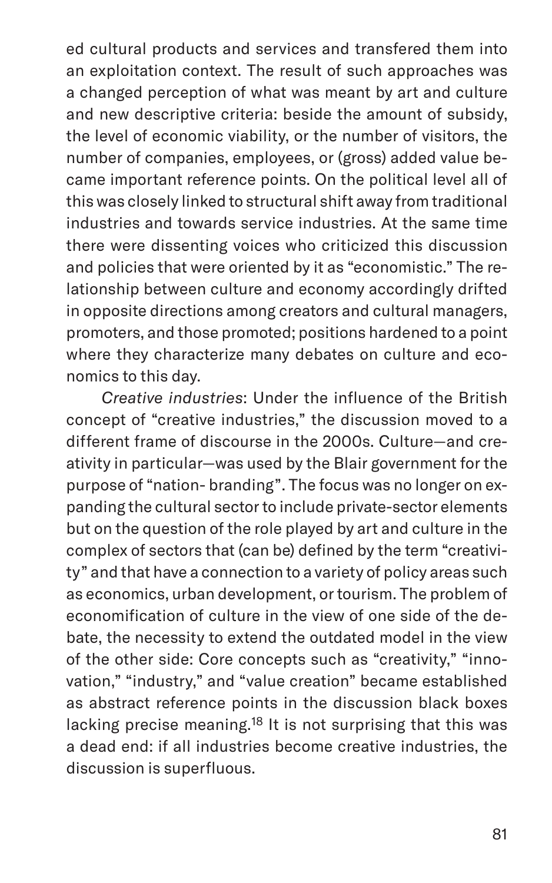ed cultural products and services and transfered them into an exploitation context. The result of such approaches was a changed perception of what was meant by art and culture and new descriptive criteria: beside the amount of subsidy, the level of economic viability, or the number of visitors, the number of companies, employees, or (gross) added value became important reference points. On the political level all of this was closely linked to structural shift away from traditional industries and towards service industries. At the same time there were dissenting voices who criticized this discussion and policies that were oriented by it as "economistic." The relationship between culture and economy accordingly drifted in opposite directions among creators and cultural managers, promoters, and those promoted; positions hardened to a point where they characterize many debates on culture and economics to this day.

*Creative industries*: Under the influence of the British concept of "creative industries," the discussion moved to a different frame of discourse in the 2000s. Culture—and creativity in particular—was used by the Blair government for the purpose of "nation- branding". The focus was no longer on expanding the cultural sector to include private-sector elements but on the question of the role played by art and culture in the complex of sectors that (can be) defined by the term "creativity" and that have a connection to a variety of policy areas such as economics, urban development, or tourism. The problem of economification of culture in the view of one side of the debate, the necessity to extend the outdated model in the view of the other side: Core concepts such as "creativity," "innovation," "industry," and "value creation" became established as abstract reference points in the discussion black boxes lacking precise meaning.[18] It is not surprising that this was a dead end: if all industries become creative industries, the discussion is superfluous.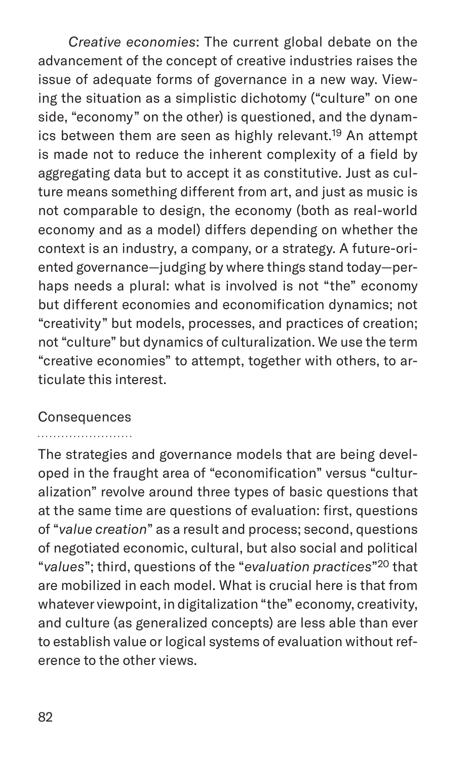*Creative economies*: The current global debate on the advancement of the concept of creative industries raises the issue of adequate forms of governance in a new way. Viewing the situation as a simplistic dichotomy ("culture" on one side, "economy" on the other) is questioned, and the dynamics between them are seen as highly relevant.[19] An attempt is made not to reduce the inherent complexity of a field by aggregating data but to accept it as constitutive. Just as culture means something different from art, and just as music is not comparable to design, the economy (both as real-world economy and as a model) differs depending on whether the context is an industry, a company, or a strategy. A future-oriented governance—judging by where things stand today—perhaps needs a plural: what is involved is not "the" economy but different economies and economification dynamics; not "creativity" but models, processes, and practices of creation; not "culture" but dynamics of culturalization. We use the term "creative economies" to attempt, together with others, to articulate this interest.

## Consequences

The strategies and governance models that are being developed in the fraught area of "economification" versus "culturalization" revolve around three types of basic questions that at the same time are questions of evaluation: first, questions of "*value creation*" as a result and process; second, questions of negotiated economic, cultural, but also social and political "*values*"; third, questions of the "*evaluation practices*"[20] that are mobilized in each model. What is crucial here is that from whatever viewpoint, in digitalization "the" economy, creativity, and culture (as generalized concepts) are less able than ever to establish value or logical systems of evaluation without reference to the other views.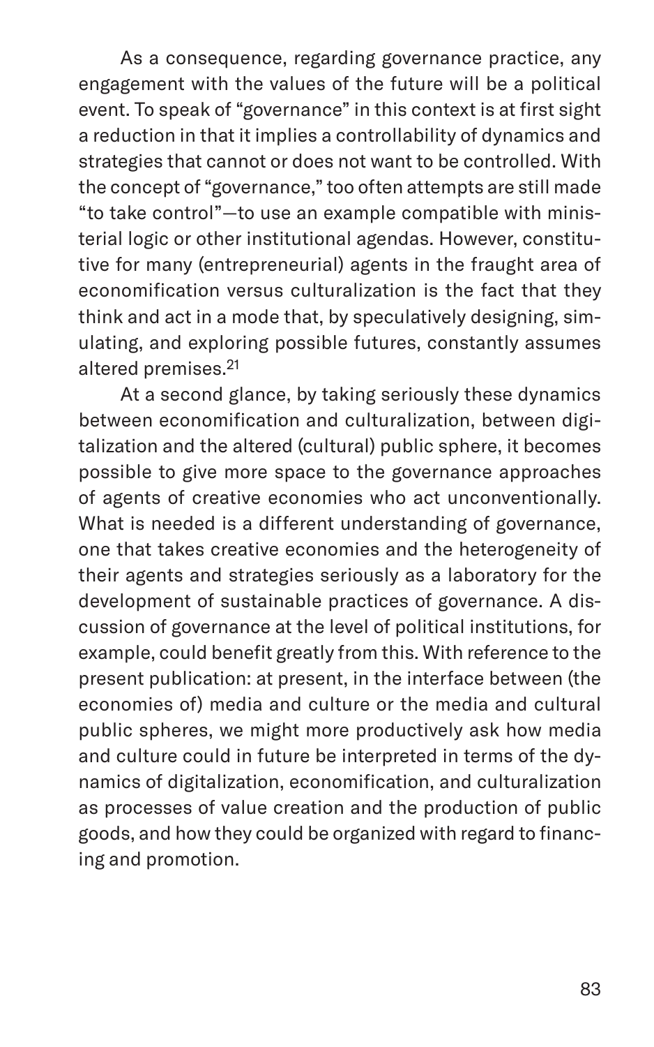As a consequence, regarding governance practice, any engagement with the values of the future will be a political event. To speak of "governance" in this context is at first sight a reduction in that it implies a controllability of dynamics and strategies that cannot or does not want to be controlled. With the concept of "governance," too often attempts are still made "to take control"—to use an example compatible with ministerial logic or other institutional agendas. However, constitutive for many (entrepreneurial) agents in the fraught area of economification versus culturalization is the fact that they think and act in a mode that, by speculatively designing, simulating, and exploring possible futures, constantly assumes altered premises.[21]

At a second glance, by taking seriously these dynamics between economification and culturalization, between digitalization and the altered (cultural) public sphere, it becomes possible to give more space to the governance approaches of agents of creative economies who act unconventionally. What is needed is a different understanding of governance, one that takes creative economies and the heterogeneity of their agents and strategies seriously as a laboratory for the development of sustainable practices of governance. A discussion of governance at the level of political institutions, for example, could benefit greatly from this. With reference to the present publication: at present, in the interface between (the economies of) media and culture or the media and cultural public spheres, we might more productively ask how media and culture could in future be interpreted in terms of the dynamics of digitalization, economification, and culturalization as processes of value creation and the production of public goods, and how they could be organized with regard to financing and promotion.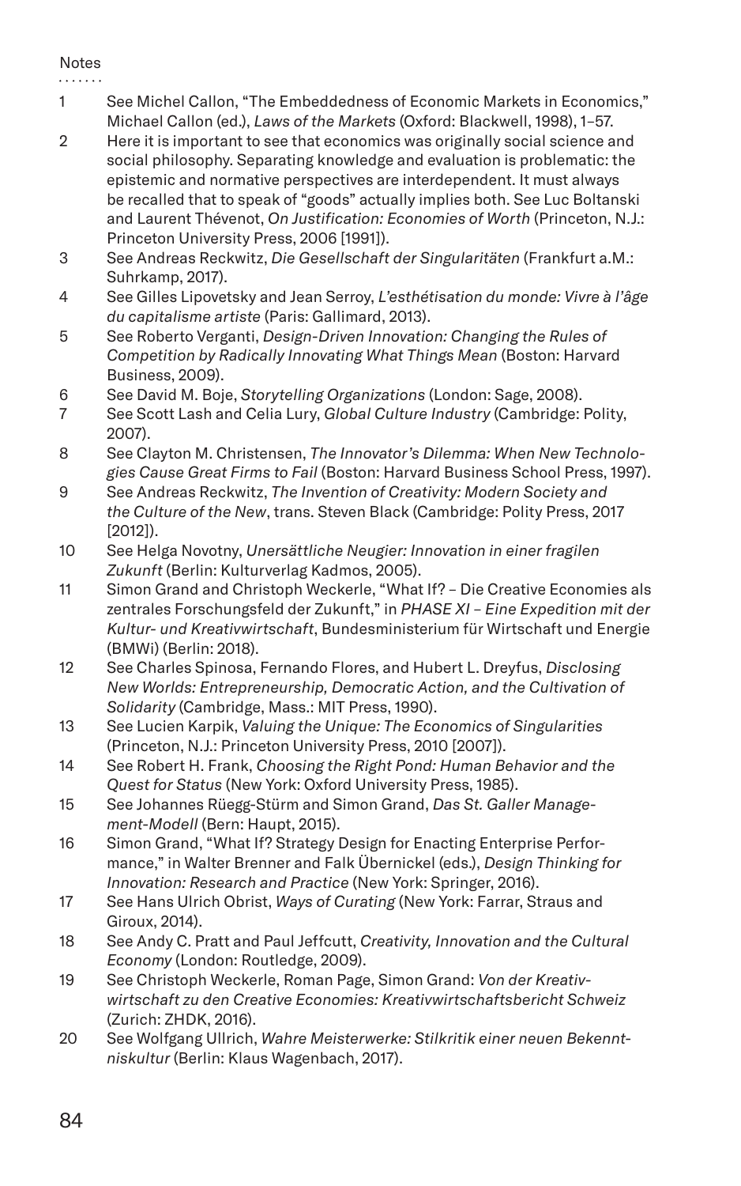## Notes

1. See Michel Callon, "The Embeddedness of Economic Markets in Economics," Michael Callon (ed.), *Laws of the Markets* (Oxford: Blackwell, 1998), 1–57.
2. Here it is important to see that economics was originally social science and social philosophy. Separating knowledge and evaluation is problematic: the epistemic and normative perspectives are interdependent. It must always be recalled that to speak of "goods" actually implies both. See Luc Boltanski and Laurent Thévenot, *On Justification: Economies of Worth* (Princeton, N.J.: Princeton University Press, 2006 [1991]).
3. See Andreas Reckwitz, *Die Gesellschaft der Singularitäten* (Frankfurt a.M.: Suhrkamp, 2017).
4. See Gilles Lipovetsky and Jean Serroy, *L'esthétisation du monde: Vivre à l'âge du capitalisme artiste* (Paris: Gallimard, 2013).
5. See Roberto Verganti, *Design-Driven Innovation: Changing the Rules of Competition by Radically Innovating What Things Mean* (Boston: Harvard Business, 2009).
6. See David M. Boje, *Storytelling Organizations* (London: Sage, 2008).
7. See Scott Lash and Celia Lury, *Global Culture Industry* (Cambridge: Polity, 2007).
8. See Clayton M. Christensen, *The Innovator's Dilemma: When New Technologies Cause Great Firms to Fail* (Boston: Harvard Business School Press, 1997).
9. See Andreas Reckwitz, *The Invention of Creativity: Modern Society and the Culture of the New*, trans. Steven Black (Cambridge: Polity Press, 2017 [2012]).
10. See Helga Novotny, *Unersättliche Neugier: Innovation in einer fragilen Zukunft* (Berlin: Kulturverlag Kadmos, 2005).
11. Simon Grand and Christoph Weckerle, "What If? – Die Creative Economies als zentrales Forschungsfeld der Zukunft," in *PHASE XI – Eine Expedition mit der Kultur- und Kreativwirtschaft*, Bundesministerium für Wirtschaft und Energie (BMWi) (Berlin: 2018).
12. See Charles Spinosa, Fernando Flores, and Hubert L. Dreyfus, *Disclosing New Worlds: Entrepreneurship, Democratic Action, and the Cultivation of Solidarity* (Cambridge, Mass.: MIT Press, 1990).
13. See Lucien Karpik, *Valuing the Unique: The Economics of Singularities* (Princeton, N.J.: Princeton University Press, 2010 [2007]).
14. See Robert H. Frank, *Choosing the Right Pond: Human Behavior and the Quest for Status* (New York: Oxford University Press, 1985).
15. See Johannes Rüegg-Stürm and Simon Grand, *Das St. Galler Management-Modell* (Bern: Haupt, 2015).
16. Simon Grand, "What If? Strategy Design for Enacting Enterprise Performance," in Walter Brenner and Falk Übernickel (eds.), *Design Thinking for Innovation: Research and Practice* (New York: Springer, 2016).
17. See Hans Ulrich Obrist, *Ways of Curating* (New York: Farrar, Straus and Giroux, 2014).
18. See Andy C. Pratt and Paul Jeffcutt, *Creativity, Innovation and the Cultural Economy* (London: Routledge, 2009).
19. See Christoph Weckerle, Roman Page, Simon Grand: *Von der Kreativwirtschaft zu den Creative Economies: Kreativwirtschaftsbericht Schweiz* (Zurich: ZHDK, 2016).
20. See Wolfgang Ullrich, *Wahre Meisterwerke: Stilkritik einer neuen Bekenntniskultur* (Berlin: Klaus Wagenbach, 2017).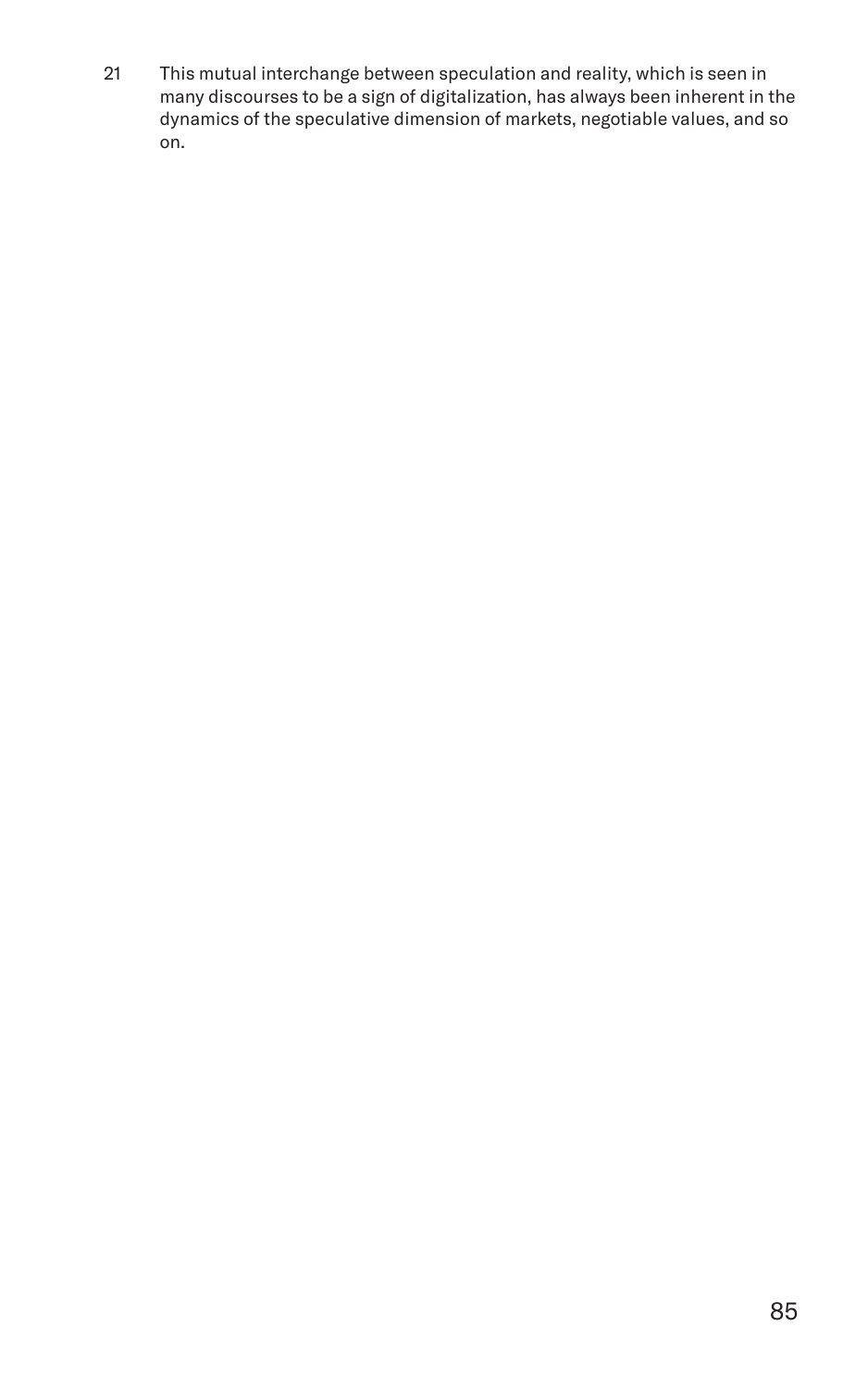21 This mutual interchange between speculation and reality, which is seen in many discourses to be a sign of digitalization, has always been inherent in the dynamics of the speculative dimension of markets, negotiable values, and so on.